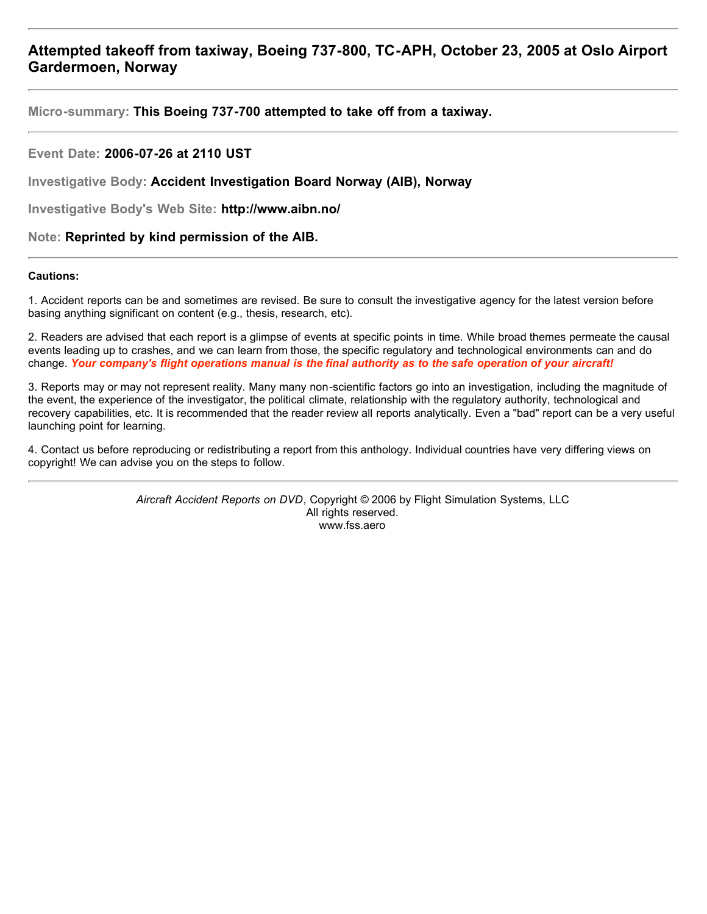## Attempted takeoff from taxiway, Boeing 737-800, TC-APH, October 23, 2005 at Oslo Airport Gardermoen, Norway

---

**Micro-summary:** **This Boeing 737-700 attempted to take off from a taxiway.**

---

**Event Date:** **2006-07-26 at 2110 UST**

**Investigative Body:** **Accident Investigation Board Norway (AIB), Norway**

**Investigative Body's Web Site:** **http://www.aibn.no/**

**Note:** **Reprinted by kind permission of the AIB.**

---

**Cautions:**

1. Accident reports can be and sometimes are revised. Be sure to consult the investigative agency for the latest version before basing anything significant on content (e.g., thesis, research, etc).

2. Readers are advised that each report is a glimpse of events at specific points in time. While broad themes permeate the causal events leading up to crashes, and we can learn from those, the specific regulatory and technological environments can and do change. ***Your company's flight operations manual is the final authority as to the safe operation of your aircraft!***

3. Reports may or may not represent reality. Many many non-scientific factors go into an investigation, including the magnitude of the event, the experience of the investigator, the political climate, relationship with the regulatory authority, technological and recovery capabilities, etc. It is recommended that the reader review all reports analytically. Even a "bad" report can be a very useful launching point for learning.

4. Contact us before reproducing or redistributing a report from this anthology. Individual countries have very differing views on copyright! We can advise you on the steps to follow.

---

*Aircraft Accident Reports on DVD*, Copyright © 2006 by Flight Simulation Systems, LLC
All rights reserved.
www.fss.aero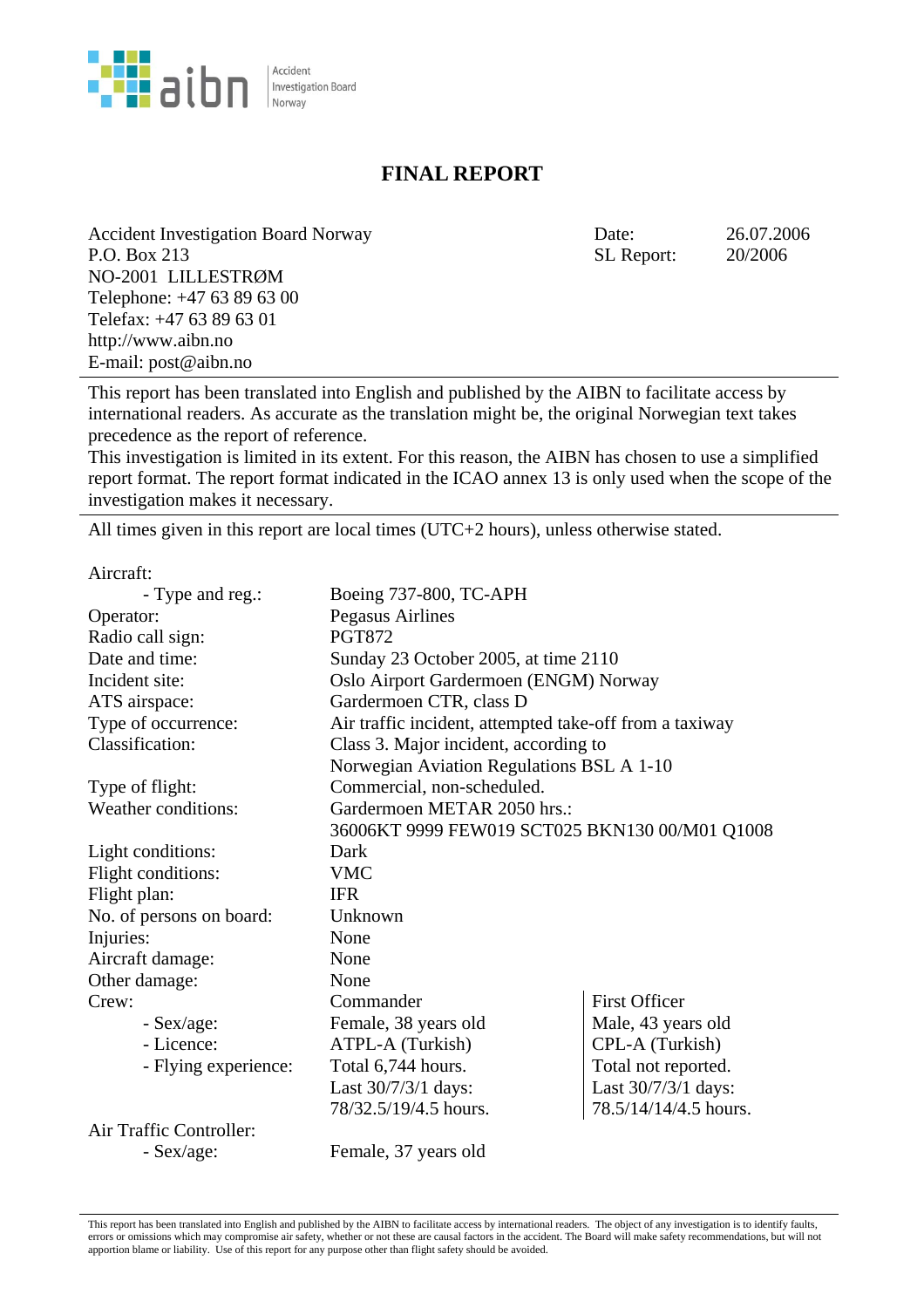# FINAL REPORT

Accident Investigation Board Norway
P.O. Box 213
NO-2001 LILLESTRØM
Telephone: +47 63 89 63 00
Telefax: +47 63 89 63 01
http://www.aibn.no
E-mail: post@aibn.no

Date: 26.07.2006
SL Report: 20/2006

---

This report has been translated into English and published by the AIBN to facilitate access by international readers. As accurate as the translation might be, the original Norwegian text takes precedence as the report of reference.
This investigation is limited in its extent. For this reason, the AIBN has chosen to use a simplified report format. The report format indicated in the ICAO annex 13 is only used when the scope of the investigation makes it necessary.

---

All times given in this report are local times (UTC+2 hours), unless otherwise stated.

| | | |
|---|---|---|
| Aircraft: | | |
| - Type and reg.: | Boeing 737-800, TC-APH | |
| Operator: | Pegasus Airlines | |
| Radio call sign: | PGT872 | |
| Date and time: | Sunday 23 October 2005, at time 2110 | |
| Incident site: | Oslo Airport Gardermoen (ENGM) Norway | |
| ATS airspace: | Gardermoen CTR, class D | |
| Type of occurrence: | Air traffic incident, attempted take-off from a taxiway | |
| Classification: | Class 3. Major incident, according to Norwegian Aviation Regulations BSL A 1-10 | |
| Type of flight: | Commercial, non-scheduled. | |
| Weather conditions: | Gardermoen METAR 2050 hrs.: 36006KT 9999 FEW019 SCT025 BKN130 00/M01 Q1008 | |
| Light conditions: | Dark | |
| Flight conditions: | VMC | |
| Flight plan: | IFR | |
| No. of persons on board: | Unknown | |
| Injuries: | None | |
| Aircraft damage: | None | |
| Other damage: | None | |
| Crew: | Commander | First Officer |
| - Sex/age: | Female, 38 years old | Male, 43 years old |
| - Licence: | ATPL-A (Turkish) | CPL-A (Turkish) |
| - Flying experience: | Total 6,744 hours. Last 30/7/3/1 days: 78/32.5/19/4.5 hours. | Total not reported. Last 30/7/3/1 days: 78.5/14/14/4.5 hours. |
| Air Traffic Controller: | | |
| - Sex/age: | Female, 37 years old | |

This report has been translated into English and published by the AIBN to facilitate access by international readers. The object of any investigation is to identify faults, errors or omissions which may compromise air safety, whether or not these are causal factors in the accident. The Board will make safety recommendations, but will not apportion blame or liability. Use of this report for any purpose other than flight safety should be avoided.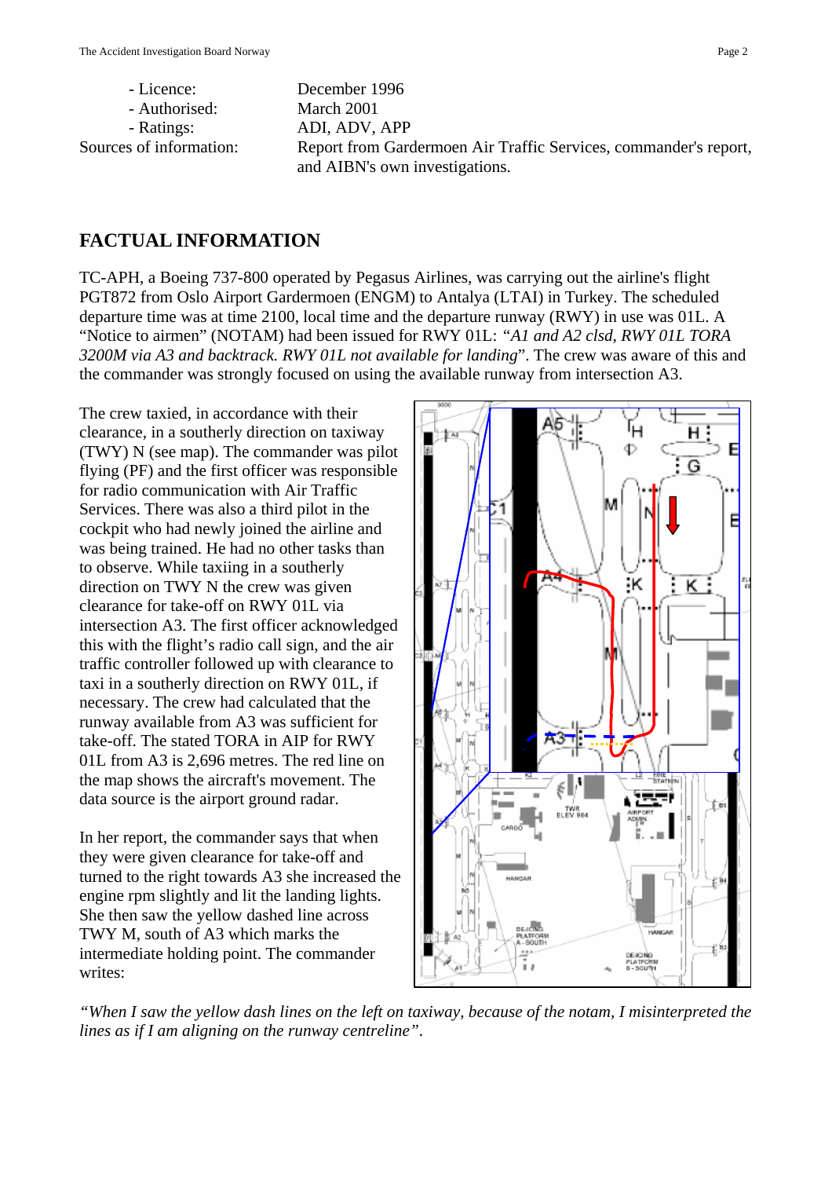| | |
|---|---|
| - Licence: | December 1996 |
| - Authorised: | March 2001 |
| - Ratings: | ADI, ADV, APP |
| Sources of information: | Report from Gardermoen Air Traffic Services, commander's report, and AIBN's own investigations. |

## FACTUAL INFORMATION

TC-APH, a Boeing 737-800 operated by Pegasus Airlines, was carrying out the airline's flight PGT872 from Oslo Airport Gardermoen (ENGM) to Antalya (LTAI) in Turkey. The scheduled departure time was at time 2100, local time and the departure runway (RWY) in use was 01L. A "Notice to airmen" (NOTAM) had been issued for RWY 01L: *"A1 and A2 clsd, RWY 01L TORA 3200M via A3 and backtrack. RWY 01L not available for landing*". The crew was aware of this and the commander was strongly focused on using the available runway from intersection A3.

The crew taxied, in accordance with their clearance, in a southerly direction on taxiway (TWY) N (see map). The commander was pilot flying (PF) and the first officer was responsible for radio communication with Air Traffic Services. There was also a third pilot in the cockpit who had newly joined the airline and was being trained. He had no other tasks than to observe. While taxiing in a southerly direction on TWY N the crew was given clearance for take-off on RWY 01L via intersection A3. The first officer acknowledged this with the flight's radio call sign, and the air traffic controller followed up with clearance to taxi in a southerly direction on RWY 01L, if necessary. The crew had calculated that the runway available from A3 was sufficient for take-off. The stated TORA in AIP for RWY 01L from A3 is 2,696 metres. The red line on the map shows the aircraft's movement. The data source is the airport ground radar.

In her report, the commander says that when they were given clearance for take-off and turned to the right towards A3 she increased the engine rpm slightly and lit the landing lights. She then saw the yellow dashed line across TWY M, south of A3 which marks the intermediate holding point. The commander writes:

*"When I saw the yellow dash lines on the left on taxiway, because of the notam, I misinterpreted the lines as if I am aligning on the runway centreline"*.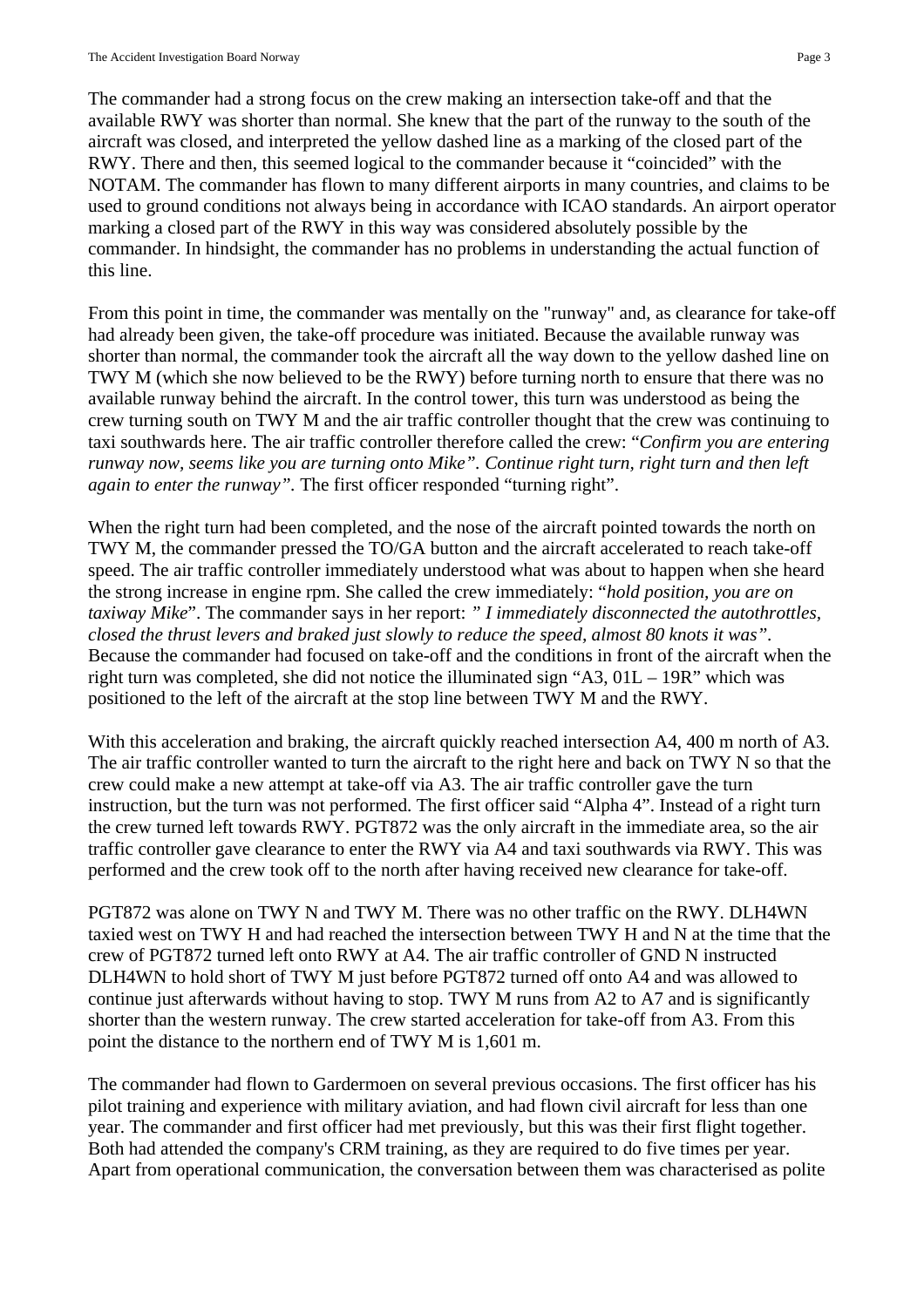The commander had a strong focus on the crew making an intersection take-off and that the available RWY was shorter than normal. She knew that the part of the runway to the south of the aircraft was closed, and interpreted the yellow dashed line as a marking of the closed part of the RWY. There and then, this seemed logical to the commander because it "coincided" with the NOTAM. The commander has flown to many different airports in many countries, and claims to be used to ground conditions not always being in accordance with ICAO standards. An airport operator marking a closed part of the RWY in this way was considered absolutely possible by the commander. In hindsight, the commander has no problems in understanding the actual function of this line.

From this point in time, the commander was mentally on the "runway" and, as clearance for take-off had already been given, the take-off procedure was initiated. Because the available runway was shorter than normal, the commander took the aircraft all the way down to the yellow dashed line on TWY M (which she now believed to be the RWY) before turning north to ensure that there was no available runway behind the aircraft. In the control tower, this turn was understood as being the crew turning south on TWY M and the air traffic controller thought that the crew was continuing to taxi southwards here. The air traffic controller therefore called the crew: "*Confirm you are entering runway now, seems like you are turning onto Mike". Continue right turn, right turn and then left again to enter the runway".* The first officer responded "turning right".

When the right turn had been completed, and the nose of the aircraft pointed towards the north on TWY M, the commander pressed the TO/GA button and the aircraft accelerated to reach take-off speed. The air traffic controller immediately understood what was about to happen when she heard the strong increase in engine rpm. She called the crew immediately: "*hold position, you are on taxiway Mike*". The commander says in her report: *" I immediately disconnected the autothrottles, closed the thrust levers and braked just slowly to reduce the speed, almost 80 knots it was".* Because the commander had focused on take-off and the conditions in front of the aircraft when the right turn was completed, she did not notice the illuminated sign "A3, 01L – 19R" which was positioned to the left of the aircraft at the stop line between TWY M and the RWY.

With this acceleration and braking, the aircraft quickly reached intersection A4, 400 m north of A3. The air traffic controller wanted to turn the aircraft to the right here and back on TWY N so that the crew could make a new attempt at take-off via A3. The air traffic controller gave the turn instruction, but the turn was not performed. The first officer said "Alpha 4". Instead of a right turn the crew turned left towards RWY. PGT872 was the only aircraft in the immediate area, so the air traffic controller gave clearance to enter the RWY via A4 and taxi southwards via RWY. This was performed and the crew took off to the north after having received new clearance for take-off.

PGT872 was alone on TWY N and TWY M. There was no other traffic on the RWY. DLH4WN taxied west on TWY H and had reached the intersection between TWY H and N at the time that the crew of PGT872 turned left onto RWY at A4. The air traffic controller of GND N instructed DLH4WN to hold short of TWY M just before PGT872 turned off onto A4 and was allowed to continue just afterwards without having to stop. TWY M runs from A2 to A7 and is significantly shorter than the western runway. The crew started acceleration for take-off from A3. From this point the distance to the northern end of TWY M is 1,601 m.

The commander had flown to Gardermoen on several previous occasions. The first officer has his pilot training and experience with military aviation, and had flown civil aircraft for less than one year. The commander and first officer had met previously, but this was their first flight together. Both had attended the company's CRM training, as they are required to do five times per year. Apart from operational communication, the conversation between them was characterised as polite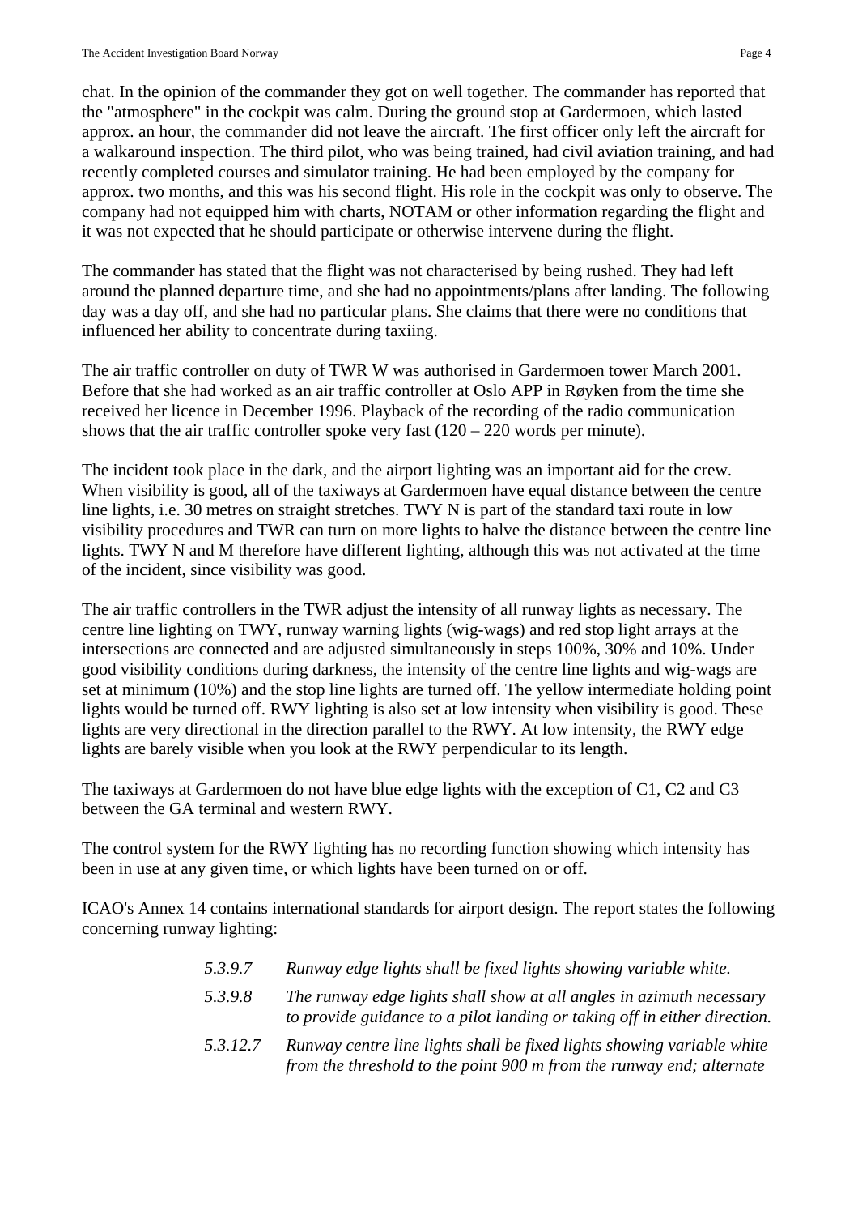chat. In the opinion of the commander they got on well together. The commander has reported that the "atmosphere" in the cockpit was calm. During the ground stop at Gardermoen, which lasted approx. an hour, the commander did not leave the aircraft. The first officer only left the aircraft for a walkaround inspection. The third pilot, who was being trained, had civil aviation training, and had recently completed courses and simulator training. He had been employed by the company for approx. two months, and this was his second flight. His role in the cockpit was only to observe. The company had not equipped him with charts, NOTAM or other information regarding the flight and it was not expected that he should participate or otherwise intervene during the flight.

The commander has stated that the flight was not characterised by being rushed. They had left around the planned departure time, and she had no appointments/plans after landing. The following day was a day off, and she had no particular plans. She claims that there were no conditions that influenced her ability to concentrate during taxiing.

The air traffic controller on duty of TWR W was authorised in Gardermoen tower March 2001. Before that she had worked as an air traffic controller at Oslo APP in Røyken from the time she received her licence in December 1996. Playback of the recording of the radio communication shows that the air traffic controller spoke very fast (120 – 220 words per minute).

The incident took place in the dark, and the airport lighting was an important aid for the crew. When visibility is good, all of the taxiways at Gardermoen have equal distance between the centre line lights, i.e. 30 metres on straight stretches. TWY N is part of the standard taxi route in low visibility procedures and TWR can turn on more lights to halve the distance between the centre line lights. TWY N and M therefore have different lighting, although this was not activated at the time of the incident, since visibility was good.

The air traffic controllers in the TWR adjust the intensity of all runway lights as necessary. The centre line lighting on TWY, runway warning lights (wig-wags) and red stop light arrays at the intersections are connected and are adjusted simultaneously in steps 100%, 30% and 10%. Under good visibility conditions during darkness, the intensity of the centre line lights and wig-wags are set at minimum (10%) and the stop line lights are turned off. The yellow intermediate holding point lights would be turned off. RWY lighting is also set at low intensity when visibility is good. These lights are very directional in the direction parallel to the RWY. At low intensity, the RWY edge lights are barely visible when you look at the RWY perpendicular to its length.

The taxiways at Gardermoen do not have blue edge lights with the exception of C1, C2 and C3 between the GA terminal and western RWY.

The control system for the RWY lighting has no recording function showing which intensity has been in use at any given time, or which lights have been turned on or off.

ICAO's Annex 14 contains international standards for airport design. The report states the following concerning runway lighting:

> *5.3.9.7* *Runway edge lights shall be fixed lights showing variable white.*
>
> *5.3.9.8* *The runway edge lights shall show at all angles in azimuth necessary to provide guidance to a pilot landing or taking off in either direction.*
>
> *5.3.12.7* *Runway centre line lights shall be fixed lights showing variable white from the threshold to the point 900 m from the runway end; alternate*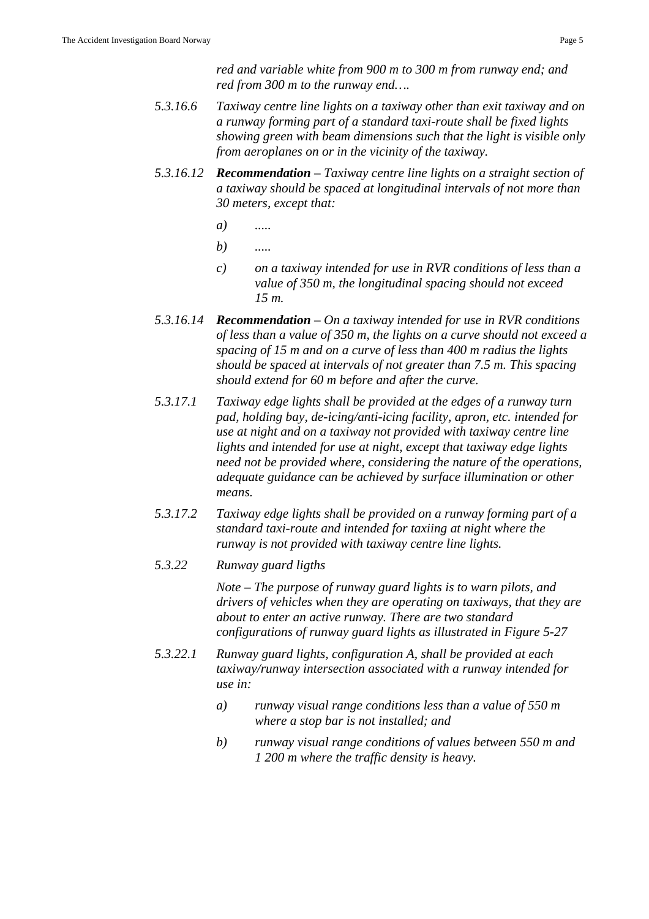*red and variable white from 900 m to 300 m from runway end; and red from 300 m to the runway end….*

*5.3.16.6* *Taxiway centre line lights on a taxiway other than exit taxiway and on a runway forming part of a standard taxi-route shall be fixed lights showing green with beam dimensions such that the light is visible only from aeroplanes on or in the vicinity of the taxiway.*

*5.3.16.12* ***Recommendation*** *– Taxiway centre line lights on a straight section of a taxiway should be spaced at longitudinal intervals of not more than 30 meters, except that:*

*a)* *.....*

*b)* *.....*

*c)* *on a taxiway intended for use in RVR conditions of less than a value of 350 m, the longitudinal spacing should not exceed 15 m.*

*5.3.16.14* ***Recommendation*** *– On a taxiway intended for use in RVR conditions of less than a value of 350 m, the lights on a curve should not exceed a spacing of 15 m and on a curve of less than 400 m radius the lights should be spaced at intervals of not greater than 7.5 m. This spacing should extend for 60 m before and after the curve.*

*5.3.17.1* *Taxiway edge lights shall be provided at the edges of a runway turn pad, holding bay, de-icing/anti-icing facility, apron, etc. intended for use at night and on a taxiway not provided with taxiway centre line lights and intended for use at night, except that taxiway edge lights need not be provided where, considering the nature of the operations, adequate guidance can be achieved by surface illumination or other means.*

*5.3.17.2* *Taxiway edge lights shall be provided on a runway forming part of a standard taxi-route and intended for taxiing at night where the runway is not provided with taxiway centre line lights.*

*5.3.22* *Runway guard ligths*

*Note – The purpose of runway guard lights is to warn pilots, and drivers of vehicles when they are operating on taxiways, that they are about to enter an active runway. There are two standard configurations of runway guard lights as illustrated in Figure 5-27*

*5.3.22.1* *Runway guard lights, configuration A, shall be provided at each taxiway/runway intersection associated with a runway intended for use in:*

*a)* *runway visual range conditions less than a value of 550 m where a stop bar is not installed; and*

*b)* *runway visual range conditions of values between 550 m and 1 200 m where the traffic density is heavy.*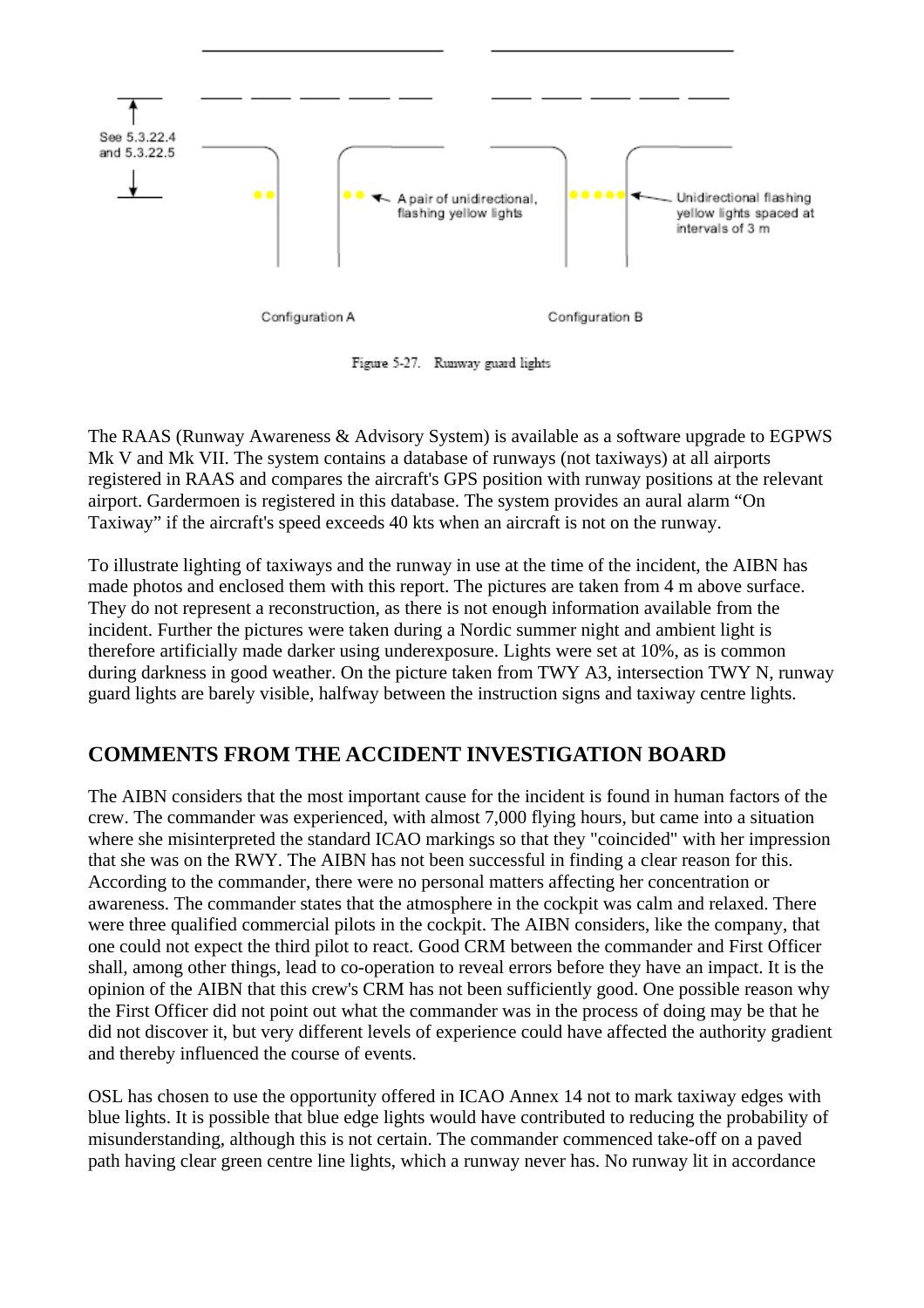See 5.3.22.4 and 5.3.22.5

A pair of unidirectional, flashing yellow lights

Unidirectional flashing yellow lights spaced at intervals of 3 m

Configuration A

Configuration B

Figure 5-27. Runway guard lights

The RAAS (Runway Awareness & Advisory System) is available as a software upgrade to EGPWS Mk V and Mk VII. The system contains a database of runways (not taxiways) at all airports registered in RAAS and compares the aircraft's GPS position with runway positions at the relevant airport. Gardermoen is registered in this database. The system provides an aural alarm "On Taxiway" if the aircraft's speed exceeds 40 kts when an aircraft is not on the runway.

To illustrate lighting of taxiways and the runway in use at the time of the incident, the AIBN has made photos and enclosed them with this report. The pictures are taken from 4 m above surface. They do not represent a reconstruction, as there is not enough information available from the incident. Further the pictures were taken during a Nordic summer night and ambient light is therefore artificially made darker using underexposure. Lights were set at 10%, as is common during darkness in good weather. On the picture taken from TWY A3, intersection TWY N, runway guard lights are barely visible, halfway between the instruction signs and taxiway centre lights.

## COMMENTS FROM THE ACCIDENT INVESTIGATION BOARD

The AIBN considers that the most important cause for the incident is found in human factors of the crew. The commander was experienced, with almost 7,000 flying hours, but came into a situation where she misinterpreted the standard ICAO markings so that they "coincided" with her impression that she was on the RWY. The AIBN has not been successful in finding a clear reason for this. According to the commander, there were no personal matters affecting her concentration or awareness. The commander states that the atmosphere in the cockpit was calm and relaxed. There were three qualified commercial pilots in the cockpit. The AIBN considers, like the company, that one could not expect the third pilot to react. Good CRM between the commander and First Officer shall, among other things, lead to co-operation to reveal errors before they have an impact. It is the opinion of the AIBN that this crew's CRM has not been sufficiently good. One possible reason why the First Officer did not point out what the commander was in the process of doing may be that he did not discover it, but very different levels of experience could have affected the authority gradient and thereby influenced the course of events.

OSL has chosen to use the opportunity offered in ICAO Annex 14 not to mark taxiway edges with blue lights. It is possible that blue edge lights would have contributed to reducing the probability of misunderstanding, although this is not certain. The commander commenced take-off on a paved path having clear green centre line lights, which a runway never has. No runway lit in accordance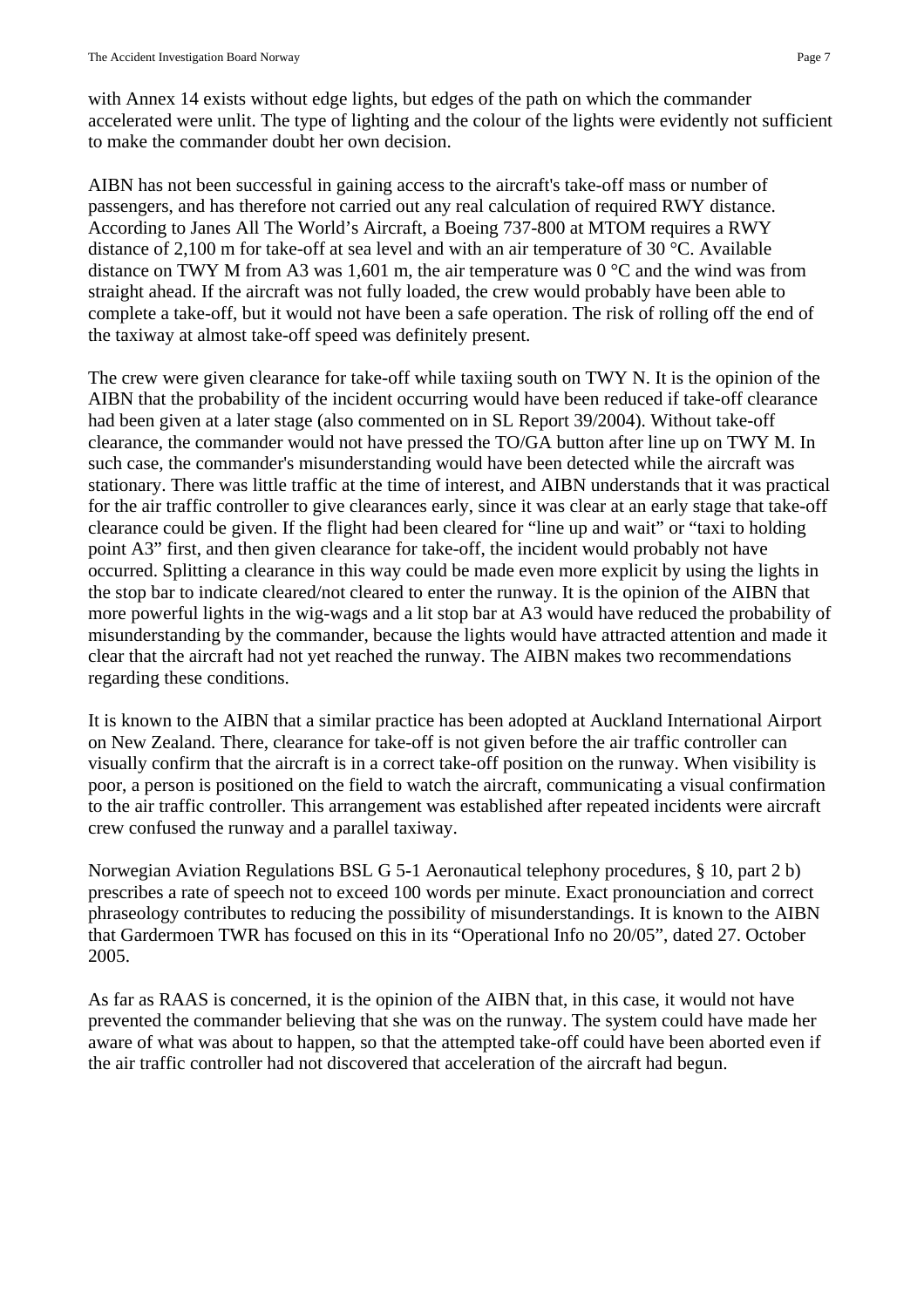with Annex 14 exists without edge lights, but edges of the path on which the commander accelerated were unlit. The type of lighting and the colour of the lights were evidently not sufficient to make the commander doubt her own decision.

AIBN has not been successful in gaining access to the aircraft's take-off mass or number of passengers, and has therefore not carried out any real calculation of required RWY distance. According to Janes All The World's Aircraft, a Boeing 737-800 at MTOM requires a RWY distance of 2,100 m for take-off at sea level and with an air temperature of 30 °C. Available distance on TWY M from A3 was 1,601 m, the air temperature was 0 °C and the wind was from straight ahead. If the aircraft was not fully loaded, the crew would probably have been able to complete a take-off, but it would not have been a safe operation. The risk of rolling off the end of the taxiway at almost take-off speed was definitely present.

The crew were given clearance for take-off while taxiing south on TWY N. It is the opinion of the AIBN that the probability of the incident occurring would have been reduced if take-off clearance had been given at a later stage (also commented on in SL Report 39/2004). Without take-off clearance, the commander would not have pressed the TO/GA button after line up on TWY M. In such case, the commander's misunderstanding would have been detected while the aircraft was stationary. There was little traffic at the time of interest, and AIBN understands that it was practical for the air traffic controller to give clearances early, since it was clear at an early stage that take-off clearance could be given. If the flight had been cleared for "line up and wait" or "taxi to holding point A3" first, and then given clearance for take-off, the incident would probably not have occurred. Splitting a clearance in this way could be made even more explicit by using the lights in the stop bar to indicate cleared/not cleared to enter the runway. It is the opinion of the AIBN that more powerful lights in the wig-wags and a lit stop bar at A3 would have reduced the probability of misunderstanding by the commander, because the lights would have attracted attention and made it clear that the aircraft had not yet reached the runway. The AIBN makes two recommendations regarding these conditions.

It is known to the AIBN that a similar practice has been adopted at Auckland International Airport on New Zealand. There, clearance for take-off is not given before the air traffic controller can visually confirm that the aircraft is in a correct take-off position on the runway. When visibility is poor, a person is positioned on the field to watch the aircraft, communicating a visual confirmation to the air traffic controller. This arrangement was established after repeated incidents were aircraft crew confused the runway and a parallel taxiway.

Norwegian Aviation Regulations BSL G 5-1 Aeronautical telephony procedures, § 10, part 2 b) prescribes a rate of speech not to exceed 100 words per minute. Exact pronounciation and correct phraseology contributes to reducing the possibility of misunderstandings. It is known to the AIBN that Gardermoen TWR has focused on this in its "Operational Info no 20/05", dated 27. October 2005.

As far as RAAS is concerned, it is the opinion of the AIBN that, in this case, it would not have prevented the commander believing that she was on the runway. The system could have made her aware of what was about to happen, so that the attempted take-off could have been aborted even if the air traffic controller had not discovered that acceleration of the aircraft had begun.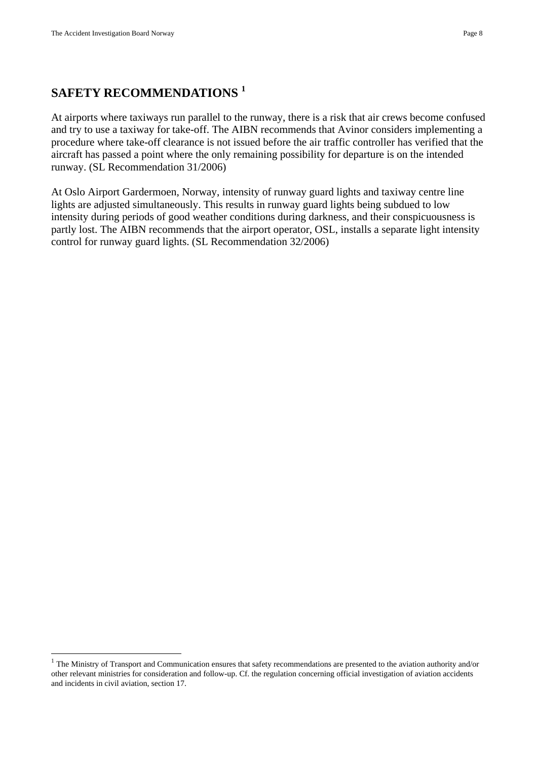# SAFETY RECOMMENDATIONS [1]

At airports where taxiways run parallel to the runway, there is a risk that air crews become confused and try to use a taxiway for take-off. The AIBN recommends that Avinor considers implementing a procedure where take-off clearance is not issued before the air traffic controller has verified that the aircraft has passed a point where the only remaining possibility for departure is on the intended runway. (SL Recommendation 31/2006)

At Oslo Airport Gardermoen, Norway, intensity of runway guard lights and taxiway centre line lights are adjusted simultaneously. This results in runway guard lights being subdued to low intensity during periods of good weather conditions during darkness, and their conspicuousness is partly lost. The AIBN recommends that the airport operator, OSL, installs a separate light intensity control for runway guard lights. (SL Recommendation 32/2006)

---

[1] The Ministry of Transport and Communication ensures that safety recommendations are presented to the aviation authority and/or other relevant ministries for consideration and follow-up. Cf. the regulation concerning official investigation of aviation accidents and incidents in civil aviation, section 17.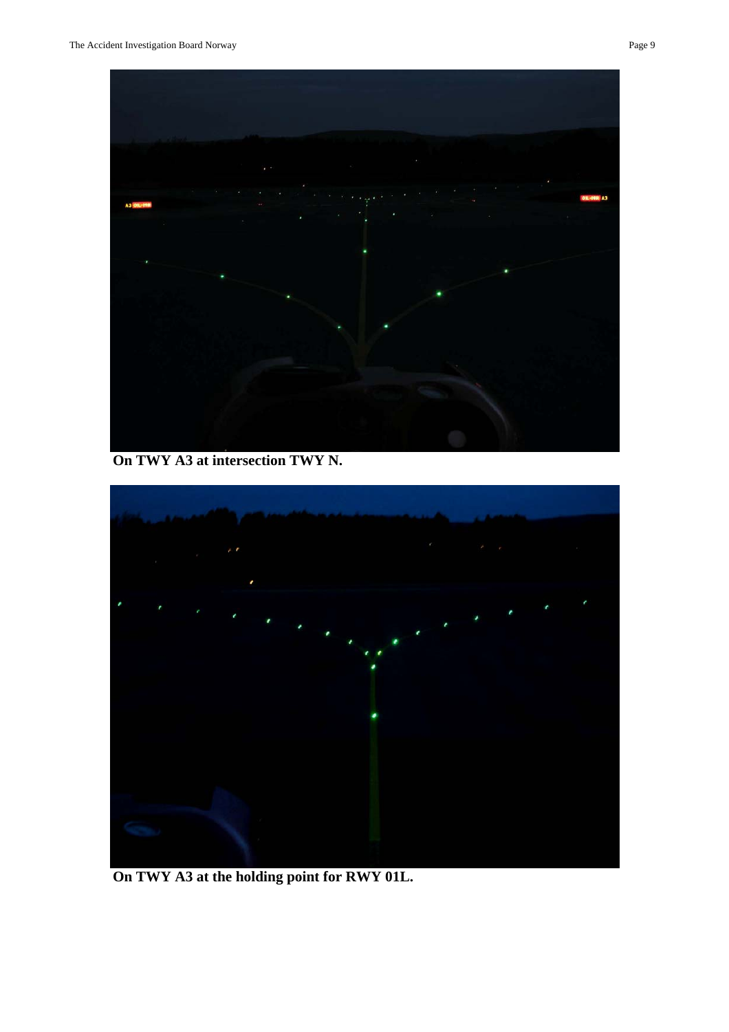**On TWY A3 at intersection TWY N.**

**On TWY A3 at the holding point for RWY 01L.**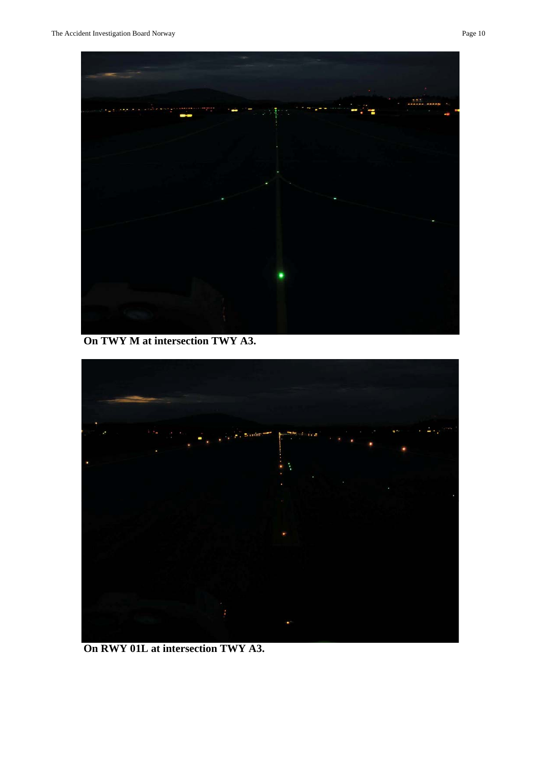On TWY M at intersection TWY A3.

On RWY 01L at intersection TWY A3.